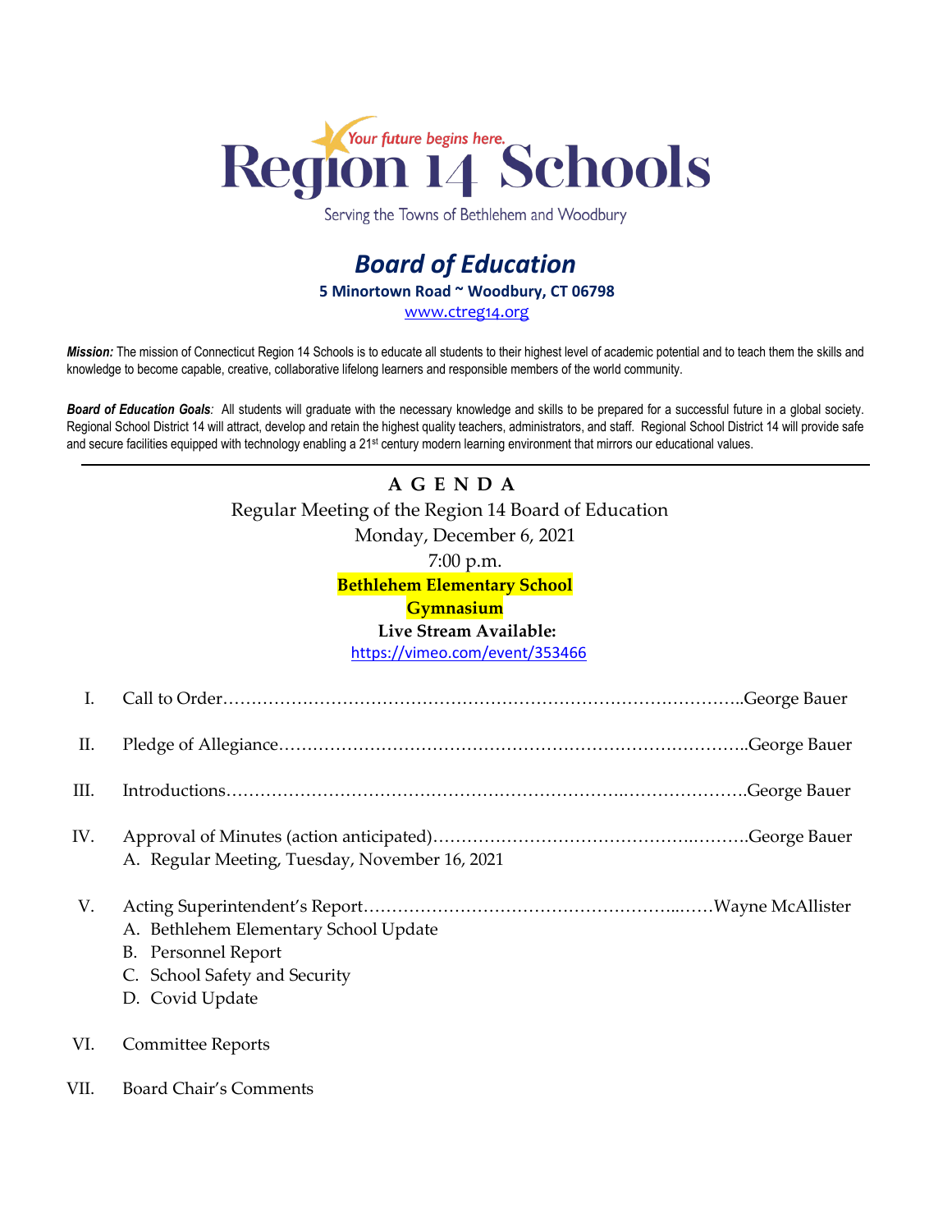Your future begins here.

# Region 14 Schools

Serving the Towns of Bethlehem and Woodbury

## *Board of Education*

**5 Minortown Road ~ Woodbury, CT 06798**

www.ctreg14.org

***Mission:*** The mission of Connecticut Region 14 Schools is to educate all students to their highest level of academic potential and to teach them the skills and knowledge to become capable, creative, collaborative lifelong learners and responsible members of the world community.

***Board of Education Goals****:* All students will graduate with the necessary knowledge and skills to be prepared for a successful future in a global society. Regional School District 14 will attract, develop and retain the highest quality teachers, administrators, and staff. Regional School District 14 will provide safe and secure facilities equipped with technology enabling a 21st century modern learning environment that mirrors our educational values.

---

**A G E N D A**

Regular Meeting of the Region 14 Board of Education

Monday, December 6, 2021

7:00 p.m.

**Bethlehem Elementary School**

**Gymnasium**

**Live Stream Available:**

https://vimeo.com/event/353466

I. Call to Order……………………………………………………………………………..George Bauer

II. Pledge of Allegiance………………………………………………………………………..George Bauer

III. Introductions…………………………………………………………….………………….George Bauer

IV. Approval of Minutes (action anticipated)………………………………………..……….George Bauer
   A. Regular Meeting, Tuesday, November 16, 2021

V. Acting Superintendent's Report……………………………………………...……Wayne McAllister
   A. Bethlehem Elementary School Update
   B. Personnel Report
   C. School Safety and Security
   D. Covid Update

VI. Committee Reports

VII. Board Chair's Comments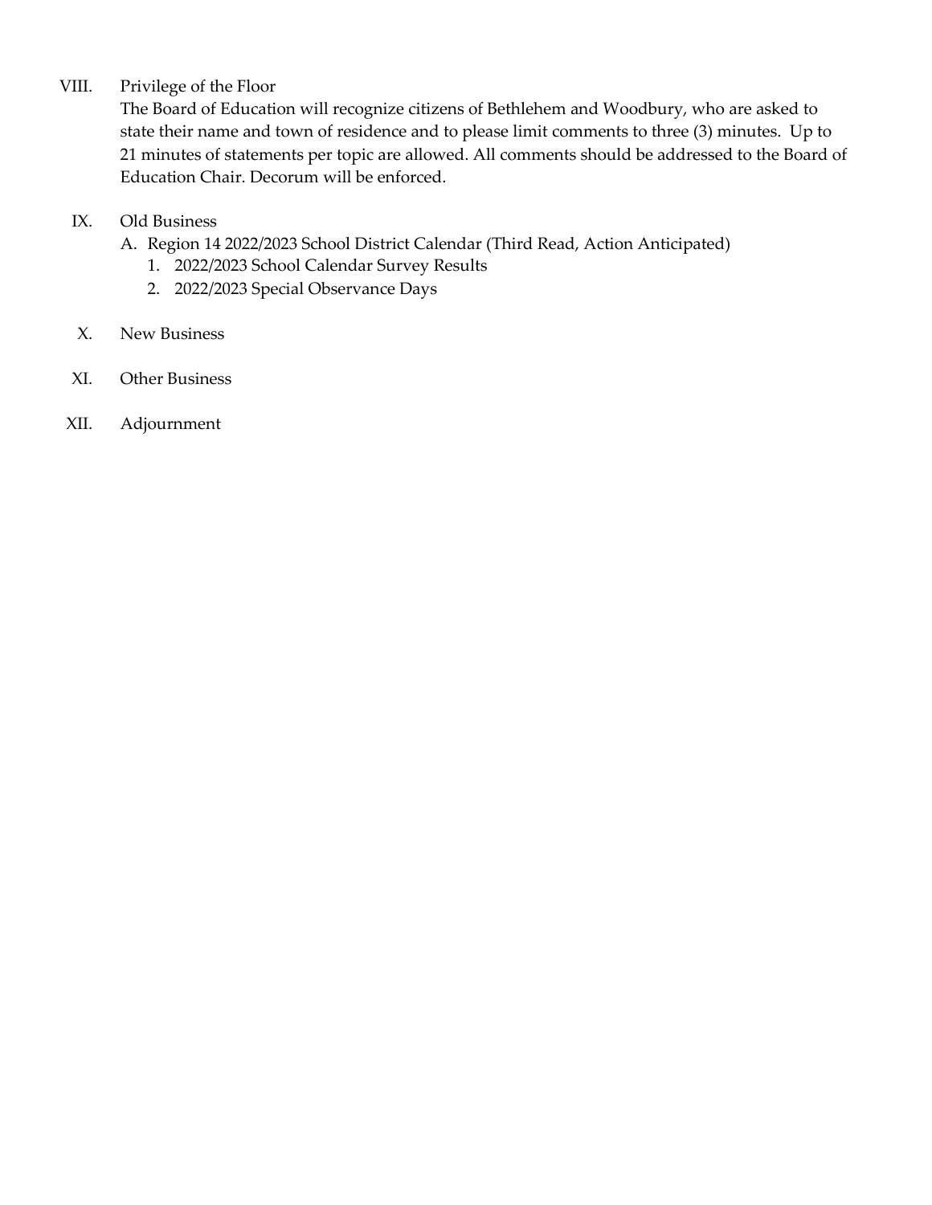VIII. Privilege of the Floor

The Board of Education will recognize citizens of Bethlehem and Woodbury, who are asked to state their name and town of residence and to please limit comments to three (3) minutes. Up to 21 minutes of statements per topic are allowed. All comments should be addressed to the Board of Education Chair. Decorum will be enforced.

IX. Old Business

A. Region 14 2022/2023 School District Calendar (Third Read, Action Anticipated)

1. 2022/2023 School Calendar Survey Results
2. 2022/2023 Special Observance Days

X. New Business

XI. Other Business

XII. Adjournment